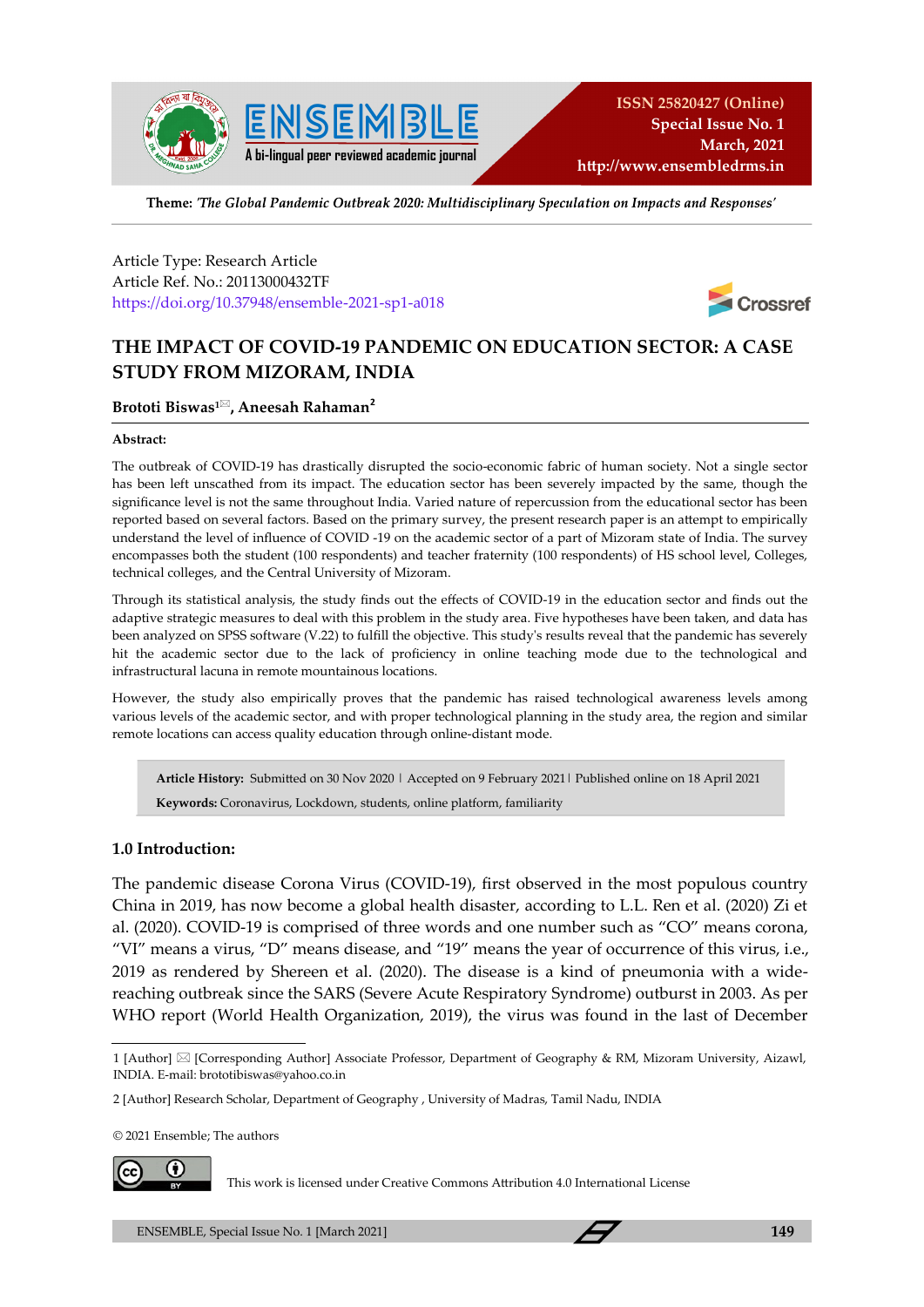Theme: *'The Global Pandemic Outbreak 2020: Multidisciplinary Speculation on Impacts and Responses'*

Article Type: Research Article
Article Ref. No.: 20113000432TF
https://doi.org/10.37948/ensemble-2021-sp1-a018

# THE IMPACT OF COVID-19 PANDEMIC ON EDUCATION SECTOR: A CASE STUDY FROM MIZORAM, INDIA

**Brototi Biswas[1], Aneesah Rahaman[2]**

**Abstract:**

The outbreak of COVID-19 has drastically disrupted the socio-economic fabric of human society. Not a single sector has been left unscathed from its impact. The education sector has been severely impacted by the same, though the significance level is not the same throughout India. Varied nature of repercussion from the educational sector has been reported based on several factors. Based on the primary survey, the present research paper is an attempt to empirically understand the level of influence of COVID -19 on the academic sector of a part of Mizoram state of India. The survey encompasses both the student (100 respondents) and teacher fraternity (100 respondents) of HS school level, Colleges, technical colleges, and the Central University of Mizoram.

Through its statistical analysis, the study finds out the effects of COVID-19 in the education sector and finds out the adaptive strategic measures to deal with this problem in the study area. Five hypotheses have been taken, and data has been analyzed on SPSS software (V.22) to fulfill the objective. This study's results reveal that the pandemic has severely hit the academic sector due to the lack of proficiency in online teaching mode due to the technological and infrastructural lacuna in remote mountainous locations.

However, the study also empirically proves that the pandemic has raised technological awareness levels among various levels of the academic sector, and with proper technological planning in the study area, the region and similar remote locations can access quality education through online-distant mode.

**Article History:** Submitted on 30 Nov 2020 | Accepted on 9 February 2021 | Published online on 18 April 2021

**Keywords:** Coronavirus, Lockdown, students, online platform, familiarity

## 1.0 Introduction:

The pandemic disease Corona Virus (COVID-19), first observed in the most populous country China in 2019, has now become a global health disaster, according to L.L. Ren et al. (2020) Zi et al. (2020). COVID-19 is comprised of three words and one number such as "CO" means corona, "VI" means a virus, "D" means disease, and "19" means the year of occurrence of this virus, i.e., 2019 as rendered by Shereen et al. (2020). The disease is a kind of pneumonia with a wide-reaching outbreak since the SARS (Severe Acute Respiratory Syndrome) outburst in 2003. As per WHO report (World Health Organization, 2019), the virus was found in the last of December

1 [Author] [Corresponding Author] Associate Professor, Department of Geography & RM, Mizoram University, Aizawl, INDIA. E-mail: brototibiswas@yahoo.co.in

2 [Author] Research Scholar, Department of Geography , University of Madras, Tamil Nadu, INDIA

© 2021 Ensemble; The authors

This work is licensed under Creative Commons Attribution 4.0 International License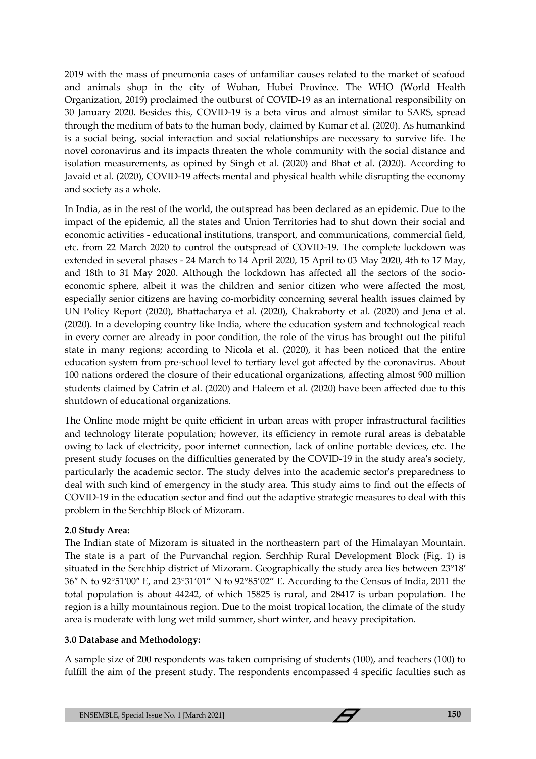2019 with the mass of pneumonia cases of unfamiliar causes related to the market of seafood and animals shop in the city of Wuhan, Hubei Province. The WHO (World Health Organization, 2019) proclaimed the outburst of COVID-19 as an international responsibility on 30 January 2020. Besides this, COVID-19 is a beta virus and almost similar to SARS, spread through the medium of bats to the human body, claimed by Kumar et al. (2020). As humankind is a social being, social interaction and social relationships are necessary to survive life. The novel coronavirus and its impacts threaten the whole community with the social distance and isolation measurements, as opined by Singh et al. (2020) and Bhat et al. (2020). According to Javaid et al. (2020), COVID-19 affects mental and physical health while disrupting the economy and society as a whole.

In India, as in the rest of the world, the outspread has been declared as an epidemic. Due to the impact of the epidemic, all the states and Union Territories had to shut down their social and economic activities - educational institutions, transport, and communications, commercial field, etc. from 22 March 2020 to control the outspread of COVID-19. The complete lockdown was extended in several phases - 24 March to 14 April 2020, 15 April to 03 May 2020, 4th to 17 May, and 18th to 31 May 2020. Although the lockdown has affected all the sectors of the socio-economic sphere, albeit it was the children and senior citizen who were affected the most, especially senior citizens are having co-morbidity concerning several health issues claimed by UN Policy Report (2020), Bhattacharya et al. (2020), Chakraborty et al. (2020) and Jena et al. (2020). In a developing country like India, where the education system and technological reach in every corner are already in poor condition, the role of the virus has brought out the pitiful state in many regions; according to Nicola et al. (2020), it has been noticed that the entire education system from pre-school level to tertiary level got affected by the coronavirus. About 100 nations ordered the closure of their educational organizations, affecting almost 900 million students claimed by Catrin et al. (2020) and Haleem et al. (2020) have been affected due to this shutdown of educational organizations.

The Online mode might be quite efficient in urban areas with proper infrastructural facilities and technology literate population; however, its efficiency in remote rural areas is debatable owing to lack of electricity, poor internet connection, lack of online portable devices, etc. The present study focuses on the difficulties generated by the COVID-19 in the study area's society, particularly the academic sector. The study delves into the academic sector's preparedness to deal with such kind of emergency in the study area. This study aims to find out the effects of COVID-19 in the education sector and find out the adaptive strategic measures to deal with this problem in the Serchhip Block of Mizoram.

**2.0 Study Area:**

The Indian state of Mizoram is situated in the northeastern part of the Himalayan Mountain. The state is a part of the Purvanchal region. Serchhip Rural Development Block (Fig. 1) is situated in the Serchhip district of Mizoram. Geographically the study area lies between 23°18′ 36″ N to 92°51′00″ E, and 23°31′01″ N to 92°85′02″ E. According to the Census of India, 2011 the total population is about 44242, of which 15825 is rural, and 28417 is urban population. The region is a hilly mountainous region. Due to the moist tropical location, the climate of the study area is moderate with long wet mild summer, short winter, and heavy precipitation.

**3.0 Database and Methodology:**

A sample size of 200 respondents was taken comprising of students (100), and teachers (100) to fulfill the aim of the present study. The respondents encompassed 4 specific faculties such as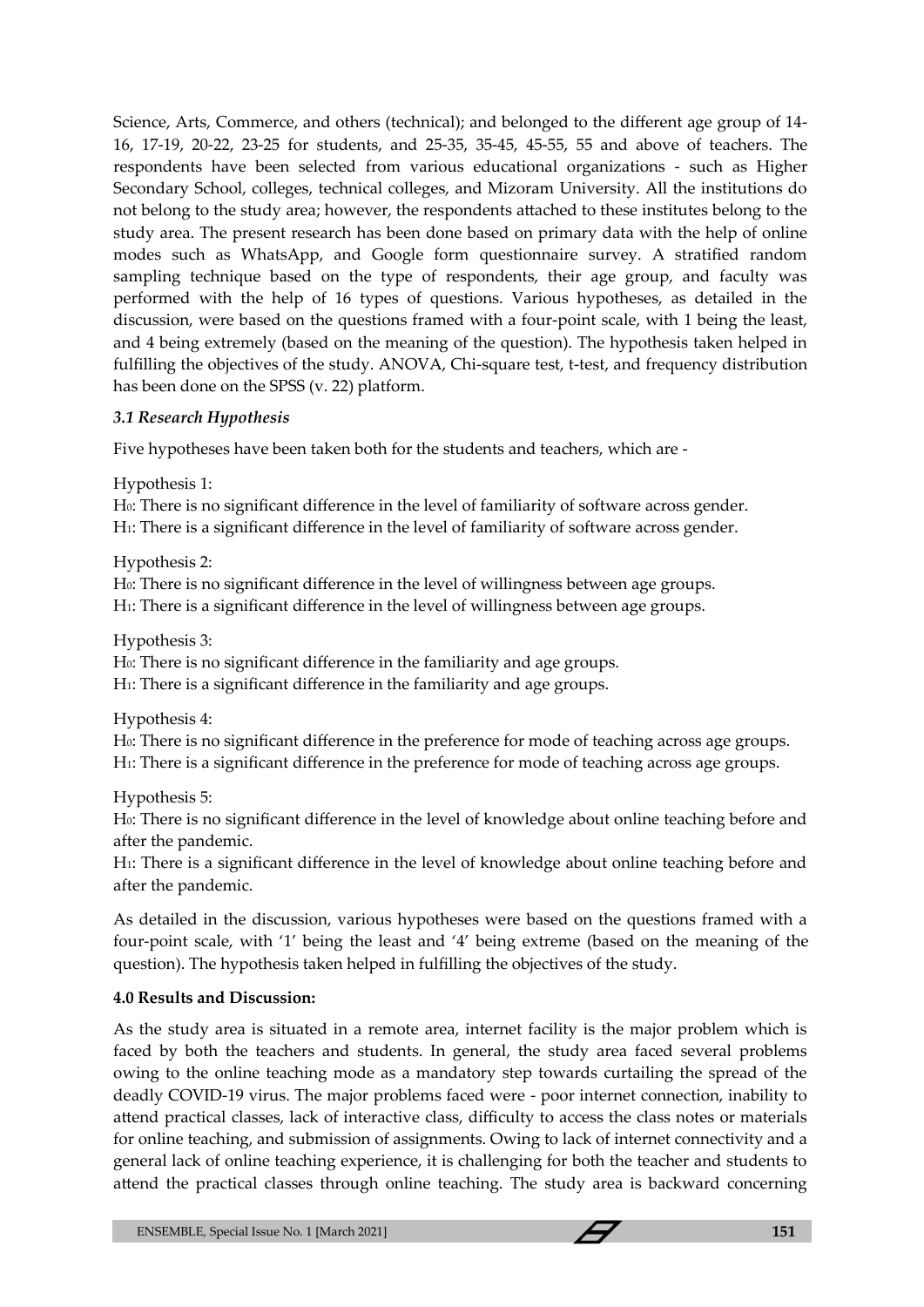Science, Arts, Commerce, and others (technical); and belonged to the different age group of 14-16, 17-19, 20-22, 23-25 for students, and 25-35, 35-45, 45-55, 55 and above of teachers. The respondents have been selected from various educational organizations - such as Higher Secondary School, colleges, technical colleges, and Mizoram University. All the institutions do not belong to the study area; however, the respondents attached to these institutes belong to the study area. The present research has been done based on primary data with the help of online modes such as WhatsApp, and Google form questionnaire survey. A stratified random sampling technique based on the type of respondents, their age group, and faculty was performed with the help of 16 types of questions. Various hypotheses, as detailed in the discussion, were based on the questions framed with a four-point scale, with 1 being the least, and 4 being extremely (based on the meaning of the question). The hypothesis taken helped in fulfilling the objectives of the study. ANOVA, Chi-square test, t-test, and frequency distribution has been done on the SPSS (v. 22) platform.

### *3.1 Research Hypothesis*

Five hypotheses have been taken both for the students and teachers, which are -

Hypothesis 1:

$H_0$: There is no significant difference in the level of familiarity of software across gender.

$H_1$: There is a significant difference in the level of familiarity of software across gender.

Hypothesis 2:

$H_0$: There is no significant difference in the level of willingness between age groups.

$H_1$: There is a significant difference in the level of willingness between age groups.

Hypothesis 3:

$H_0$: There is no significant difference in the familiarity and age groups.

$H_1$: There is a significant difference in the familiarity and age groups.

Hypothesis 4:

$H_0$: There is no significant difference in the preference for mode of teaching across age groups.

$H_1$: There is a significant difference in the preference for mode of teaching across age groups.

Hypothesis 5:

$H_0$: There is no significant difference in the level of knowledge about online teaching before and after the pandemic.

$H_1$: There is a significant difference in the level of knowledge about online teaching before and after the pandemic.

As detailed in the discussion, various hypotheses were based on the questions framed with a four-point scale, with '1' being the least and '4' being extreme (based on the meaning of the question). The hypothesis taken helped in fulfilling the objectives of the study.

## 4.0 Results and Discussion:

As the study area is situated in a remote area, internet facility is the major problem which is faced by both the teachers and students. In general, the study area faced several problems owing to the online teaching mode as a mandatory step towards curtailing the spread of the deadly COVID-19 virus. The major problems faced were - poor internet connection, inability to attend practical classes, lack of interactive class, difficulty to access the class notes or materials for online teaching, and submission of assignments. Owing to lack of internet connectivity and a general lack of online teaching experience, it is challenging for both the teacher and students to attend the practical classes through online teaching. The study area is backward concerning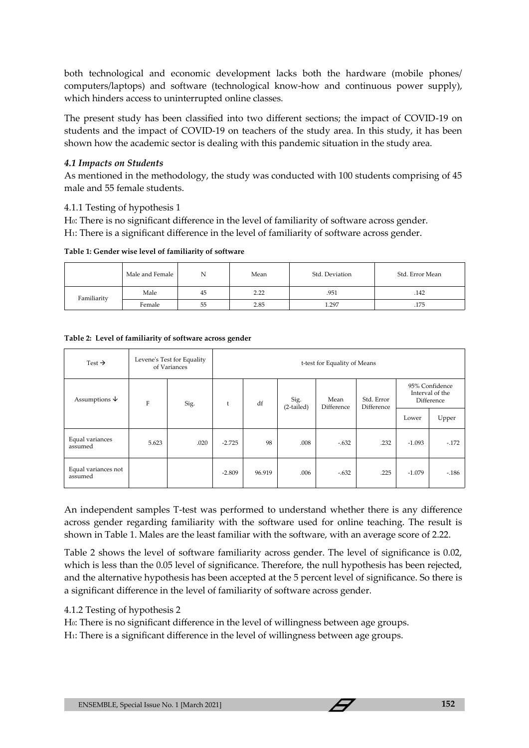both technological and economic development lacks both the hardware (mobile phones/ computers/laptops) and software (technological know-how and continuous power supply), which hinders access to uninterrupted online classes.

The present study has been classified into two different sections; the impact of COVID-19 on students and the impact of COVID-19 on teachers of the study area. In this study, it has been shown how the academic sector is dealing with this pandemic situation in the study area.

### *4.1 Impacts on Students*

As mentioned in the methodology, the study was conducted with 100 students comprising of 45 male and 55 female students.

4.1.1 Testing of hypothesis 1

$H_0$: There is no significant difference in the level of familiarity of software across gender.
$H_1$: There is a significant difference in the level of familiarity of software across gender.

**Table 1: Gender wise level of familiarity of software**

| | Male and Female | N | Mean | Std. Deviation | Std. Error Mean |
|---|---|---|---|---|---|
| Familiarity | Male | 45 | 2.22 | .951 | .142 |
| | Female | 55 | 2.85 | 1.297 | .175 |

**Table 2: Level of familiarity of software across gender**

| Test → | Levene's Test for Equality of Variances | | t-test for Equality of Means | | | | | | |
|---|---|---|---|---|---|---|---|---|---|
| Assumptions ↓ | F | Sig. | t | df | Sig. (2-tailed) | Mean Difference | Std. Error Difference | 95% Confidence Interval of the Difference | |
| | | | | | | | | Lower | Upper |
| Equal variances assumed | 5.623 | .020 | -2.725 | 98 | .008 | -.632 | .232 | -1.093 | -.172 |
| Equal variances not assumed | | | -2.809 | 96.919 | .006 | -.632 | .225 | -1.079 | -.186 |

An independent samples T-test was performed to understand whether there is any difference across gender regarding familiarity with the software used for online teaching. The result is shown in Table 1. Males are the least familiar with the software, with an average score of 2.22.

Table 2 shows the level of software familiarity across gender. The level of significance is 0.02, which is less than the 0.05 level of significance. Therefore, the null hypothesis has been rejected, and the alternative hypothesis has been accepted at the 5 percent level of significance. So there is a significant difference in the level of familiarity of software across gender.

4.1.2 Testing of hypothesis 2

$H_0$: There is no significant difference in the level of willingness between age groups.
$H_1$: There is a significant difference in the level of willingness between age groups.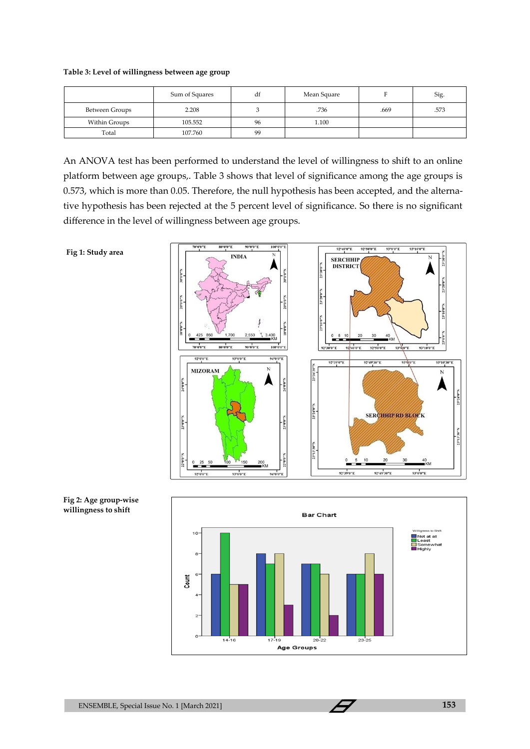**Table 3: Level of willingness between age group**

| | Sum of Squares | df | Mean Square | F | Sig. |
|---|---|---|---|---|---|
| Between Groups | 2.208 | 3 | .736 | .669 | .573 |
| Within Groups | 105.552 | 96 | 1.100 | | |
| Total | 107.760 | 99 | | | |

An ANOVA test has been performed to understand the level of willingness to shift to an online platform between age groups,. Table 3 shows that level of significance among the age groups is 0.573, which is more than 0.05. Therefore, the null hypothesis has been accepted, and the alternative hypothesis has been rejected at the 5 percent level of significance. So there is no significant difference in the level of willingness between age groups.

**Fig 1: Study area**

**Fig 2: Age group-wise willingness to shift**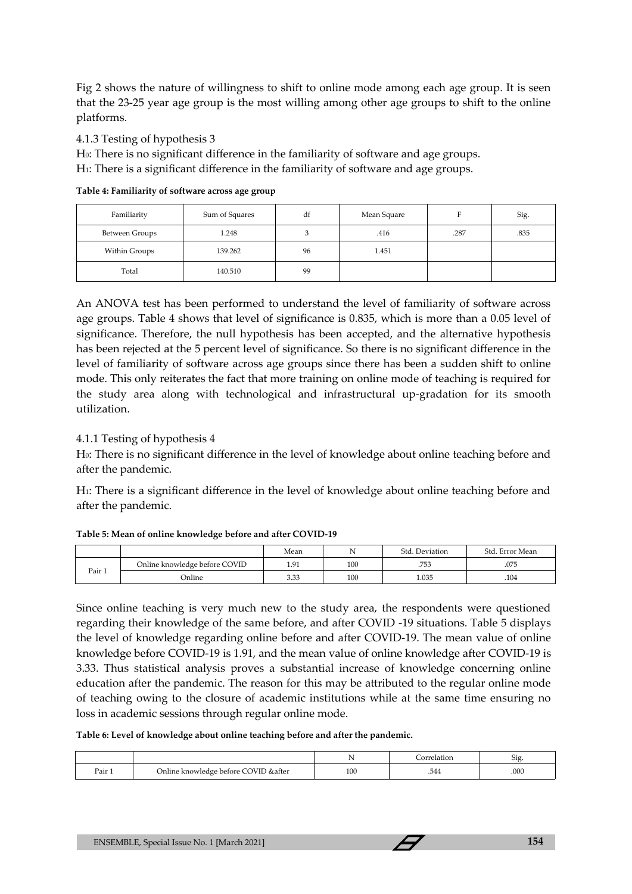Fig 2 shows the nature of willingness to shift to online mode among each age group. It is seen that the 23-25 year age group is the most willing among other age groups to shift to the online platforms.

4.1.3 Testing of hypothesis 3

$H_0$: There is no significant difference in the familiarity of software and age groups.

$H_1$: There is a significant difference in the familiarity of software and age groups.

**Table 4: Familiarity of software across age group**

| Familiarity | Sum of Squares | df | Mean Square | F | Sig. |
|---|---|---|---|---|---|
| Between Groups | 1.248 | 3 | .416 | .287 | .835 |
| Within Groups | 139.262 | 96 | 1.451 | | |
| Total | 140.510 | 99 | | | |

An ANOVA test has been performed to understand the level of familiarity of software across age groups. Table 4 shows that level of significance is 0.835, which is more than a 0.05 level of significance. Therefore, the null hypothesis has been accepted, and the alternative hypothesis has been rejected at the 5 percent level of significance. So there is no significant difference in the level of familiarity of software across age groups since there has been a sudden shift to online mode. This only reiterates the fact that more training on online mode of teaching is required for the study area along with technological and infrastructural up-gradation for its smooth utilization.

4.1.1 Testing of hypothesis 4

$H_0$: There is no significant difference in the level of knowledge about online teaching before and after the pandemic.

$H_1$: There is a significant difference in the level of knowledge about online teaching before and after the pandemic.

**Table 5: Mean of online knowledge before and after COVID-19**

| | | Mean | N | Std. Deviation | Std. Error Mean |
|---|---|---|---|---|---|
| Pair 1 | Online knowledge before COVID | 1.91 | 100 | .753 | .075 |
| | Online | 3.33 | 100 | 1.035 | .104 |

Since online teaching is very much new to the study area, the respondents were questioned regarding their knowledge of the same before, and after COVID -19 situations. Table 5 displays the level of knowledge regarding online before and after COVID-19. The mean value of online knowledge before COVID-19 is 1.91, and the mean value of online knowledge after COVID-19 is 3.33. Thus statistical analysis proves a substantial increase of knowledge concerning online education after the pandemic. The reason for this may be attributed to the regular online mode of teaching owing to the closure of academic institutions while at the same time ensuring no loss in academic sessions through regular online mode.

**Table 6: Level of knowledge about online teaching before and after the pandemic.**

| | | N | Correlation | Sig. |
|---|---|---|---|---|
| Pair 1 | Online knowledge before COVID &after | 100 | .544 | .000 |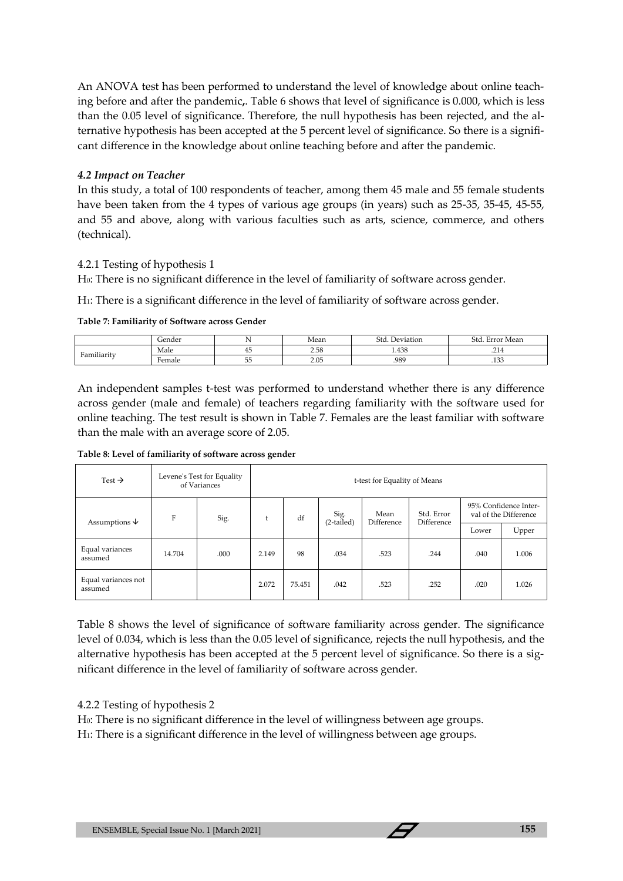An ANOVA test has been performed to understand the level of knowledge about online teaching before and after the pandemic,. Table 6 shows that level of significance is 0.000, which is less than the 0.05 level of significance. Therefore, the null hypothesis has been rejected, and the alternative hypothesis has been accepted at the 5 percent level of significance. So there is a significant difference in the knowledge about online teaching before and after the pandemic.

### *4.2 Impact on Teacher*

In this study, a total of 100 respondents of teacher, among them 45 male and 55 female students have been taken from the 4 types of various age groups (in years) such as 25-35, 35-45, 45-55, and 55 and above, along with various faculties such as arts, science, commerce, and others (technical).

#### 4.2.1 Testing of hypothesis 1

$H_0$: There is no significant difference in the level of familiarity of software across gender.

$H_1$: There is a significant difference in the level of familiarity of software across gender.

**Table 7: Familiarity of Software across Gender**

| | Gender | N | Mean | Std. Deviation | Std. Error Mean |
|---|---|---|---|---|---|
| Familiarity | Male | 45 | 2.58 | 1.438 | .214 |
| | Female | 55 | 2.05 | .989 | .133 |

An independent samples t-test was performed to understand whether there is any difference across gender (male and female) of teachers regarding familiarity with the software used for online teaching. The test result is shown in Table 7. Females are the least familiar with software than the male with an average score of 2.05.

**Table 8: Level of familiarity of software across gender**

| Test → | Levene's Test for Equality of Variances | | t-test for Equality of Means | | | | | | |
|---|---|---|---|---|---|---|---|---|---|
| Assumptions ↓ | F | Sig. | t | df | Sig. (2-tailed) | Mean Difference | Std. Error Difference | 95% Confidence Interval of the Difference | |
| | | | | | | | | Lower | Upper |
| Equal variances assumed | 14.704 | .000 | 2.149 | 98 | .034 | .523 | .244 | .040 | 1.006 |
| Equal variances not assumed | | | 2.072 | 75.451 | .042 | .523 | .252 | .020 | 1.026 |

Table 8 shows the level of significance of software familiarity across gender. The significance level of 0.034, which is less than the 0.05 level of significance, rejects the null hypothesis, and the alternative hypothesis has been accepted at the 5 percent level of significance. So there is a significant difference in the level of familiarity of software across gender.

#### 4.2.2 Testing of hypothesis 2

$H_0$: There is no significant difference in the level of willingness between age groups.

$H_1$: There is a significant difference in the level of willingness between age groups.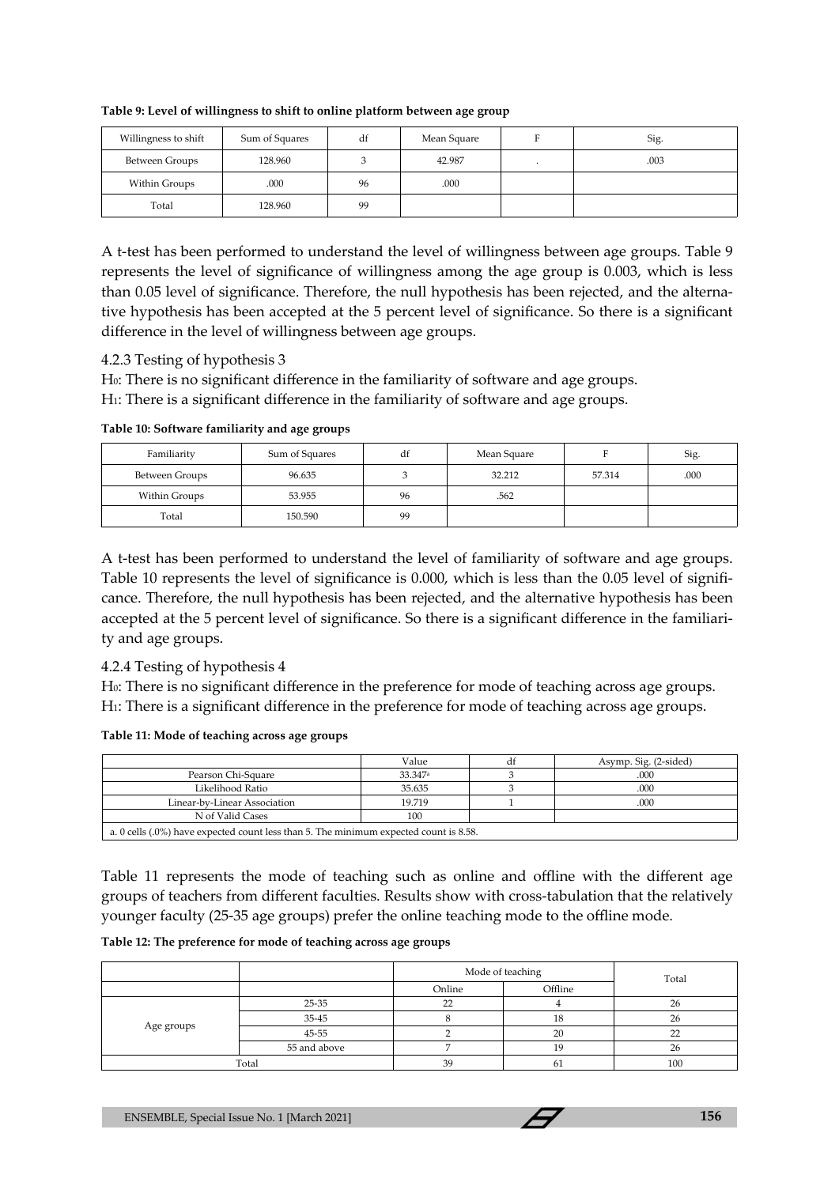**Table 9: Level of willingness to shift to online platform between age group**

| Willingness to shift | Sum of Squares | df | Mean Square | F | Sig. |
|---|---|---|---|---|---|
| Between Groups | 128.960 | 3 | 42.987 | . | .003 |
| Within Groups | .000 | 96 | .000 | | |
| Total | 128.960 | 99 | | | |

A t-test has been performed to understand the level of willingness between age groups. Table 9 represents the level of significance of willingness among the age group is 0.003, which is less than 0.05 level of significance. Therefore, the null hypothesis has been rejected, and the alternative hypothesis has been accepted at the 5 percent level of significance. So there is a significant difference in the level of willingness between age groups.

4.2.3 Testing of hypothesis 3

$H_0$: There is no significant difference in the familiarity of software and age groups.
$H_1$: There is a significant difference in the familiarity of software and age groups.

**Table 10: Software familiarity and age groups**

| Familiarity | Sum of Squares | df | Mean Square | F | Sig. |
|---|---|---|---|---|---|
| Between Groups | 96.635 | 3 | 32.212 | 57.314 | .000 |
| Within Groups | 53.955 | 96 | .562 | | |
| Total | 150.590 | 99 | | | |

A t-test has been performed to understand the level of familiarity of software and age groups. Table 10 represents the level of significance is 0.000, which is less than the 0.05 level of significance. Therefore, the null hypothesis has been rejected, and the alternative hypothesis has been accepted at the 5 percent level of significance. So there is a significant difference in the familiarity and age groups.

4.2.4 Testing of hypothesis 4

$H_0$: There is no significant difference in the preference for mode of teaching across age groups.
$H_1$: There is a significant difference in the preference for mode of teaching across age groups.

**Table 11: Mode of teaching across age groups**

| | Value | df | Asymp. Sig. (2-sided) |
|---|---|---|---|
| Pearson Chi-Square | 33.347[a] | 3 | .000 |
| Likelihood Ratio | 35.635 | 3 | .000 |
| Linear-by-Linear Association | 19.719 | 1 | .000 |
| N of Valid Cases | 100 | | |

a. 0 cells (.0%) have expected count less than 5. The minimum expected count is 8.58.

Table 11 represents the mode of teaching such as online and offline with the different age groups of teachers from different faculties. Results show with cross-tabulation that the relatively younger faculty (25-35 age groups) prefer the online teaching mode to the offline mode.

**Table 12: The preference for mode of teaching across age groups**

| | | Mode of teaching | | Total |
|---|---|---|---|---|
| | | Online | Offline | |
| Age groups | 25-35 | 22 | 4 | 26 |
| | 35-45 | 8 | 18 | 26 |
| | 45-55 | 2 | 20 | 22 |
| | 55 and above | 7 | 19 | 26 |
| Total | | 39 | 61 | 100 |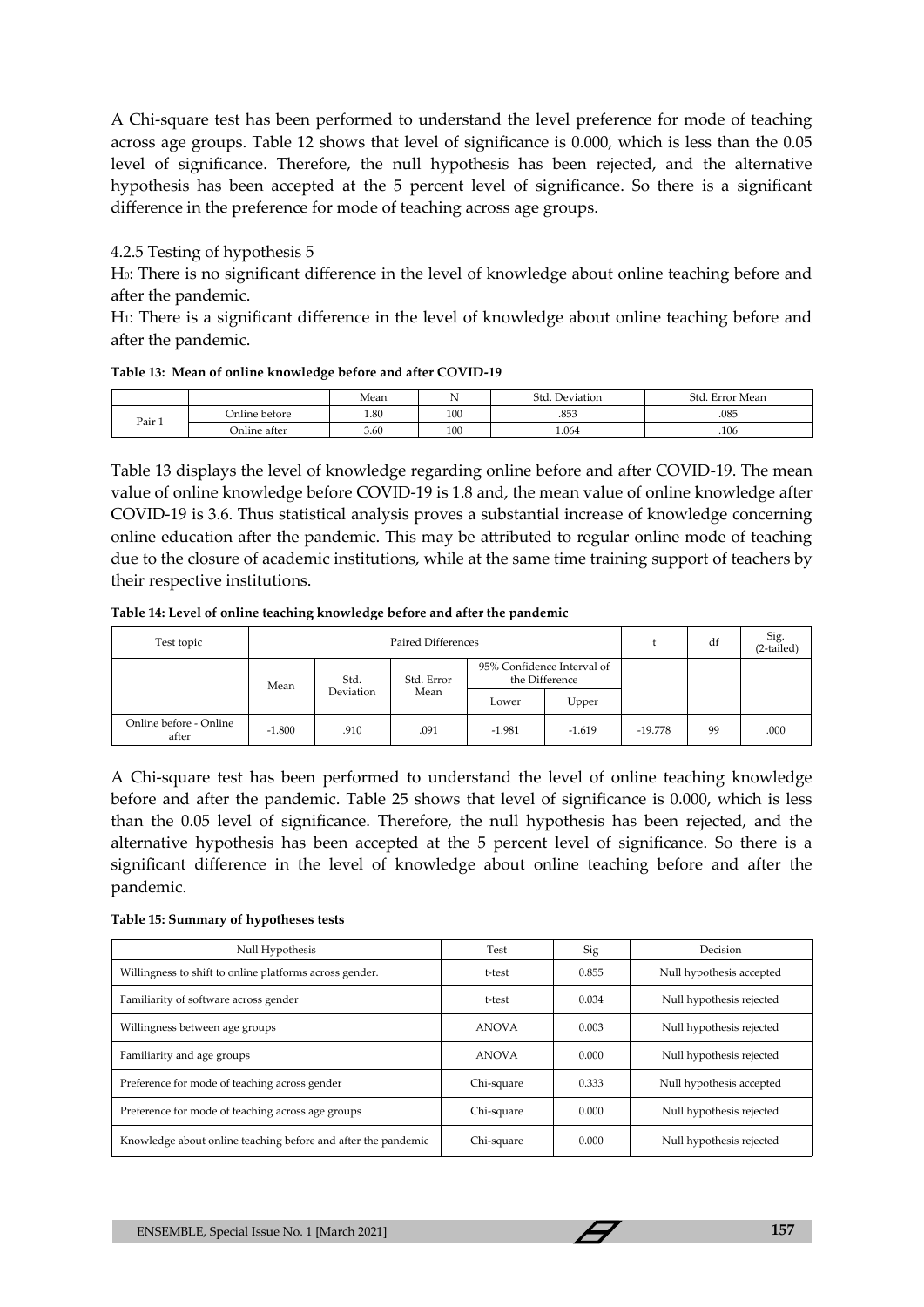A Chi-square test has been performed to understand the level preference for mode of teaching across age groups. Table 12 shows that level of significance is 0.000, which is less than the 0.05 level of significance. Therefore, the null hypothesis has been rejected, and the alternative hypothesis has been accepted at the 5 percent level of significance. So there is a significant difference in the preference for mode of teaching across age groups.

4.2.5 Testing of hypothesis 5

$H_0$: There is no significant difference in the level of knowledge about online teaching before and after the pandemic.

$H_1$: There is a significant difference in the level of knowledge about online teaching before and after the pandemic.

**Table 13: Mean of online knowledge before and after COVID-19**

| | | Mean | N | Std. Deviation | Std. Error Mean |
|---|---|---|---|---|---|
| Pair 1 | Online before | 1.80 | 100 | .853 | .085 |
| | Online after | 3.60 | 100 | 1.064 | .106 |

Table 13 displays the level of knowledge regarding online before and after COVID-19. The mean value of online knowledge before COVID-19 is 1.8 and, the mean value of online knowledge after COVID-19 is 3.6. Thus statistical analysis proves a substantial increase of knowledge concerning online education after the pandemic. This may be attributed to regular online mode of teaching due to the closure of academic institutions, while at the same time training support of teachers by their respective institutions.

**Table 14: Level of online teaching knowledge before and after the pandemic**

| Test topic | Paired Differences | | | | | t | df | Sig. (2-tailed) |
|---|---|---|---|---|---|---|---|---|
| | Mean | Std. Deviation | Std. Error Mean | 95% Confidence Interval of the Difference | | | | |
| | | | | Lower | Upper | | | |
| Online before - Online after | -1.800 | .910 | .091 | -1.981 | -1.619 | -19.778 | 99 | .000 |

A Chi-square test has been performed to understand the level of online teaching knowledge before and after the pandemic. Table 25 shows that level of significance is 0.000, which is less than the 0.05 level of significance. Therefore, the null hypothesis has been rejected, and the alternative hypothesis has been accepted at the 5 percent level of significance. So there is a significant difference in the level of knowledge about online teaching before and after the pandemic.

**Table 15: Summary of hypotheses tests**

| Null Hypothesis | Test | Sig | Decision |
|---|---|---|---|
| Willingness to shift to online platforms across gender. | t-test | 0.855 | Null hypothesis accepted |
| Familiarity of software across gender | t-test | 0.034 | Null hypothesis rejected |
| Willingness between age groups | ANOVA | 0.003 | Null hypothesis rejected |
| Familiarity and age groups | ANOVA | 0.000 | Null hypothesis rejected |
| Preference for mode of teaching across gender | Chi-square | 0.333 | Null hypothesis accepted |
| Preference for mode of teaching across age groups | Chi-square | 0.000 | Null hypothesis rejected |
| Knowledge about online teaching before and after the pandemic | Chi-square | 0.000 | Null hypothesis rejected |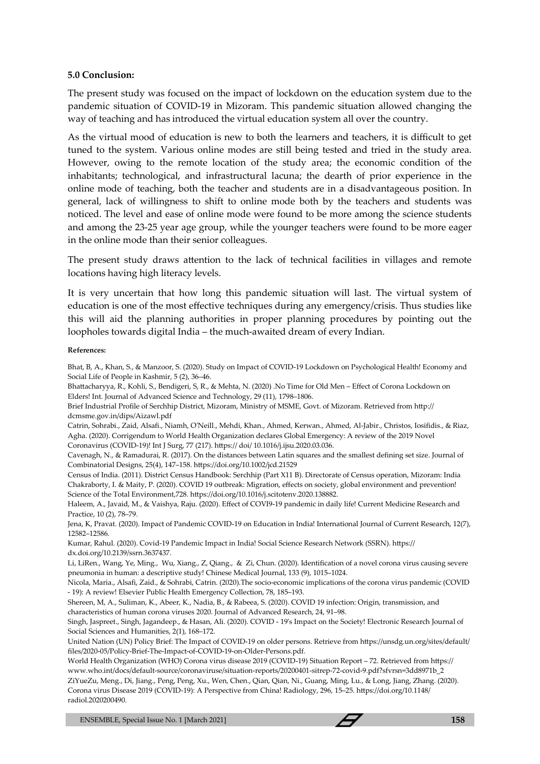**5.0 Conclusion:**

The present study was focused on the impact of lockdown on the education system due to the pandemic situation of COVID-19 in Mizoram. This pandemic situation allowed changing the way of teaching and has introduced the virtual education system all over the country.

As the virtual mood of education is new to both the learners and teachers, it is difficult to get tuned to the system. Various online modes are still being tested and tried in the study area. However, owing to the remote location of the study area; the economic condition of the inhabitants; technological, and infrastructural lacuna; the dearth of prior experience in the online mode of teaching, both the teacher and students are in a disadvantageous position. In general, lack of willingness to shift to online mode both by the teachers and students was noticed. The level and ease of online mode were found to be more among the science students and among the 23-25 year age group, while the younger teachers were found to be more eager in the online mode than their senior colleagues.

The present study draws attention to the lack of technical facilities in villages and remote locations having high literacy levels.

It is very uncertain that how long this pandemic situation will last. The virtual system of education is one of the most effective techniques during any emergency/crisis. Thus studies like this will aid the planning authorities in proper planning procedures by pointing out the loopholes towards digital India – the much-awaited dream of every Indian.

**References:**

Bhat, B, A., Khan, S., & Manzoor, S. (2020). Study on Impact of COVID-19 Lockdown on Psychological Health! Economy and Social Life of People in Kashmir, 5 (2), 36–46.

Bhattacharyya, R., Kohli, S., Bendigeri, S, R., & Mehta, N. (2020) .No Time for Old Men – Effect of Corona Lockdown on Elders! Int. Journal of Advanced Science and Technology, 29 (11), 1798–1806.

Brief Industrial Profile of Serchhip District, Mizoram, Ministry of MSME, Govt. of Mizoram. Retrieved from http://dcmsme.gov.in/dips/Aizawl.pdf

Catrin, Sohrabi., Zaid, Alsafi., Niamh, O'Neill., Mehdi, Khan., Ahmed, Kerwan., Ahmed, Al-Jabir., Christos, Iosifidis., & Riaz, Agha. (2020). Corrigendum to World Health Organization declares Global Emergency: A review of the 2019 Novel Coronavirus (COVID-19)! Int J Surg, 77 (217). https:// doi/ 10.1016/j.ijsu.2020.03.036.

Cavenagh, N., & Ramadurai, R. (2017). On the distances between Latin squares and the smallest defining set size. Journal of Combinatorial Designs, 25(4), 147–158. https://doi.org/10.1002/jcd.21529

Census of India. (2011). District Census Handbook: Serchhip (Part X11 B). Directorate of Census operation, Mizoram: India

Chakraborty, I. & Maity, P. (2020). COVID 19 outbreak: Migration, effects on society, global environment and prevention! Science of the Total Environment,728. https://doi.org/10.1016/j.scitotenv.2020.138882.

Haleem, A., Javaid, M., & Vaishya, Raju. (2020). Effect of COVI9-19 pandemic in daily life! Current Medicine Research and Practice, 10 (2), 78–79.

Jena, K, Pravat. (2020). Impact of Pandemic COVID-19 on Education in India! International Journal of Current Research, 12(7), 12582–12586.

Kumar, Rahul. (2020). Covid-19 Pandemic Impact in India! Social Science Research Network (SSRN). https://dx.doi.org/10.2139/ssrn.3637437.

Li, LiRen., Wang, Ye, Ming., Wu, Xiang., Z, Qiang., & Zi, Chun. (2020). Identification of a novel corona virus causing severe pneumonia in human: a descriptive study! Chinese Medical Journal, 133 (9), 1015–1024.

Nicola, Maria., Alsafi, Zaid., & Sohrabi, Catrin. (2020).The socio-economic implications of the corona virus pandemic (COVID - 19): A review! Elsevier Public Health Emergency Collection, 78, 185–193.

Shereen, M, A., Suliman, K., Abeer, K., Nadia, B., & Rabeea, S. (2020). COVID 19 infection: Origin, transmission, and characteristics of human corona viruses 2020. Journal of Advanced Research, 24, 91–98.

Singh, Jaspreet., Singh, Jagandeep., & Hasan, Ali. (2020). COVID - 19's Impact on the Society! Electronic Research Journal of Social Sciences and Humanities, 2(1), 168–172.

United Nation (UN) Policy Brief: The Impact of COVID-19 on older persons. Retrieve from https://unsdg.un.org/sites/default/files/2020-05/Policy-Brief-The-Impact-of-COVID-19-on-Older-Persons.pdf.

World Health Organization (WHO) Corona virus disease 2019 (COVID-19) Situation Report – 72. Retrieved from https://www.who.int/docs/default-source/coronaviruse/situation-reports/20200401-sitrep-72-covid-9.pdf?sfvrsn=3dd8971b_2

ZiYueZu, Meng., Di, Jiang., Peng, Peng, Xu., Wen, Chen., Qian, Qian, Ni., Guang, Ming, Lu., & Long, Jiang, Zhang. (2020). Corona virus Disease 2019 (COVID-19): A Perspective from China! Radiology, 296, 15–25. https://doi.org/10.1148/radiol.2020200490.